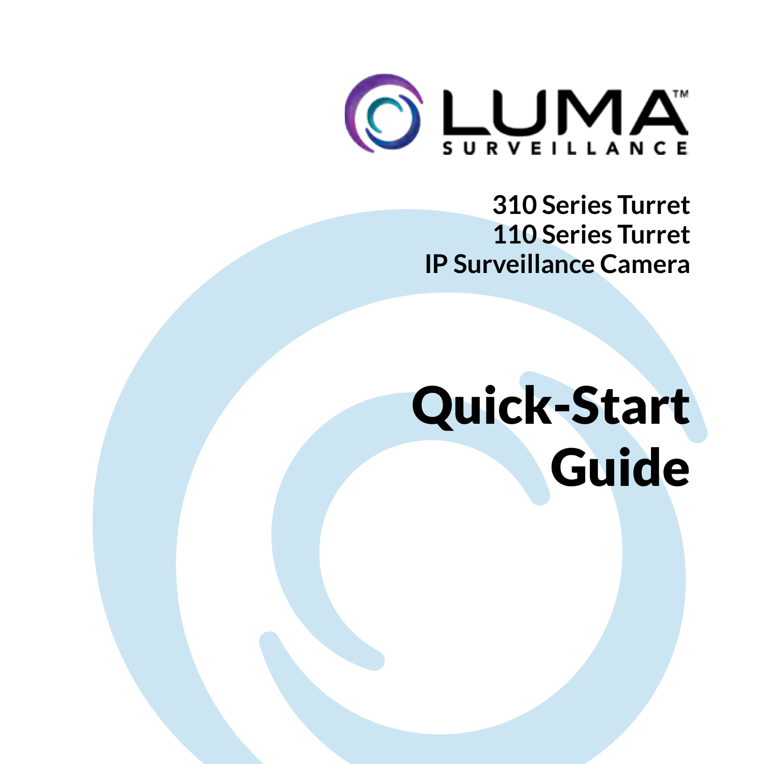LUMA™ SURVEILLANCE

**310 Series Turret**
**110 Series Turret**
**IP Surveillance Camera**

# Quick-Start Guide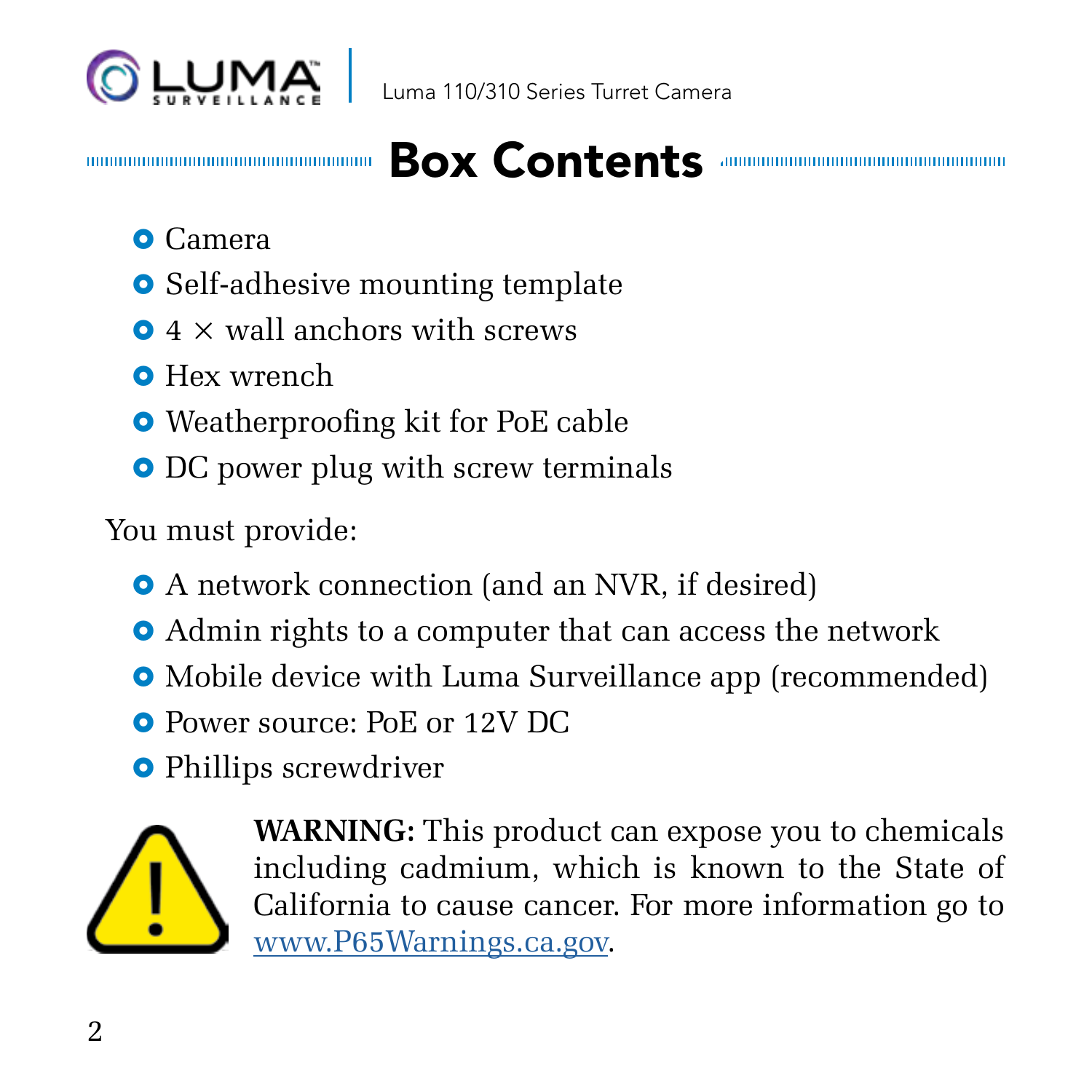# Box Contents

- Camera
- Self-adhesive mounting template
- 4 × wall anchors with screws
- Hex wrench
- Weatherproofing kit for PoE cable
- DC power plug with screw terminals

You must provide:

- A network connection (and an NVR, if desired)
- Admin rights to a computer that can access the network
- Mobile device with Luma Surveillance app (recommended)
- Power source: PoE or 12V DC
- Phillips screwdriver

**WARNING:** This product can expose you to chemicals including cadmium, which is known to the State of California to cause cancer. For more information go to www.P65Warnings.ca.gov.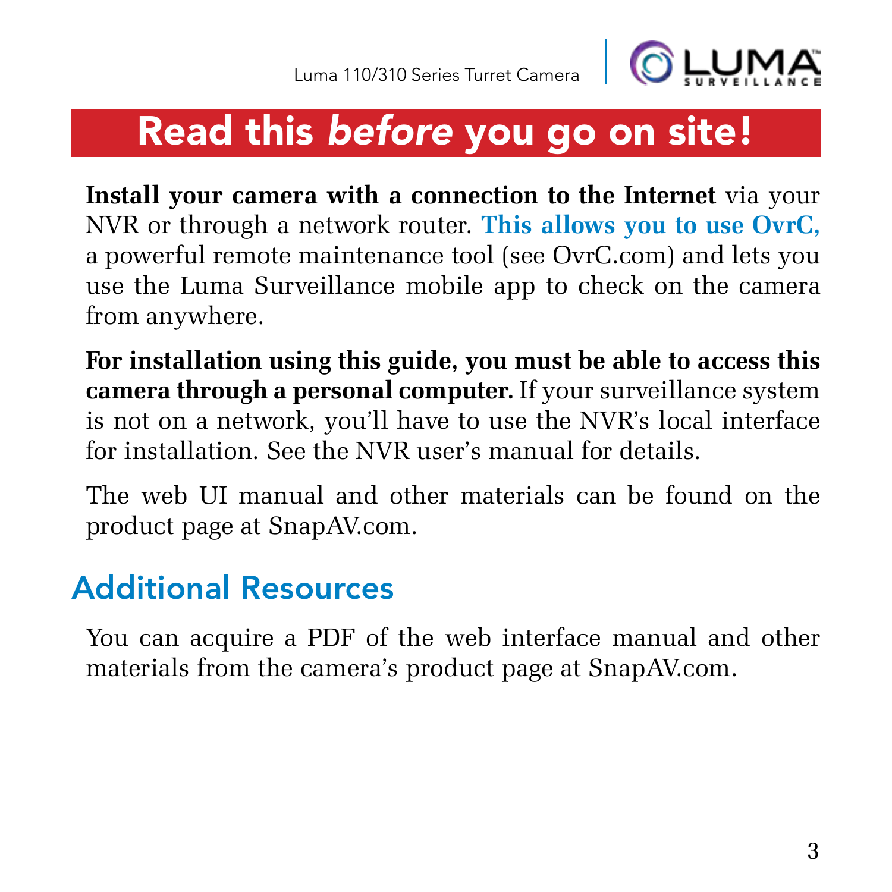# Read this *before* you go on site!

**Install your camera with a connection to the Internet** via your NVR or through a network router. **This allows you to use OvrC,** a powerful remote maintenance tool (see OvrC.com) and lets you use the Luma Surveillance mobile app to check on the camera from anywhere.

**For installation using this guide, you must be able to access this camera through a personal computer.** If your surveillance system is not on a network, you'll have to use the NVR's local interface for installation. See the NVR user's manual for details.

The web UI manual and other materials can be found on the product page at SnapAV.com.

## Additional Resources

You can acquire a PDF of the web interface manual and other materials from the camera's product page at SnapAV.com.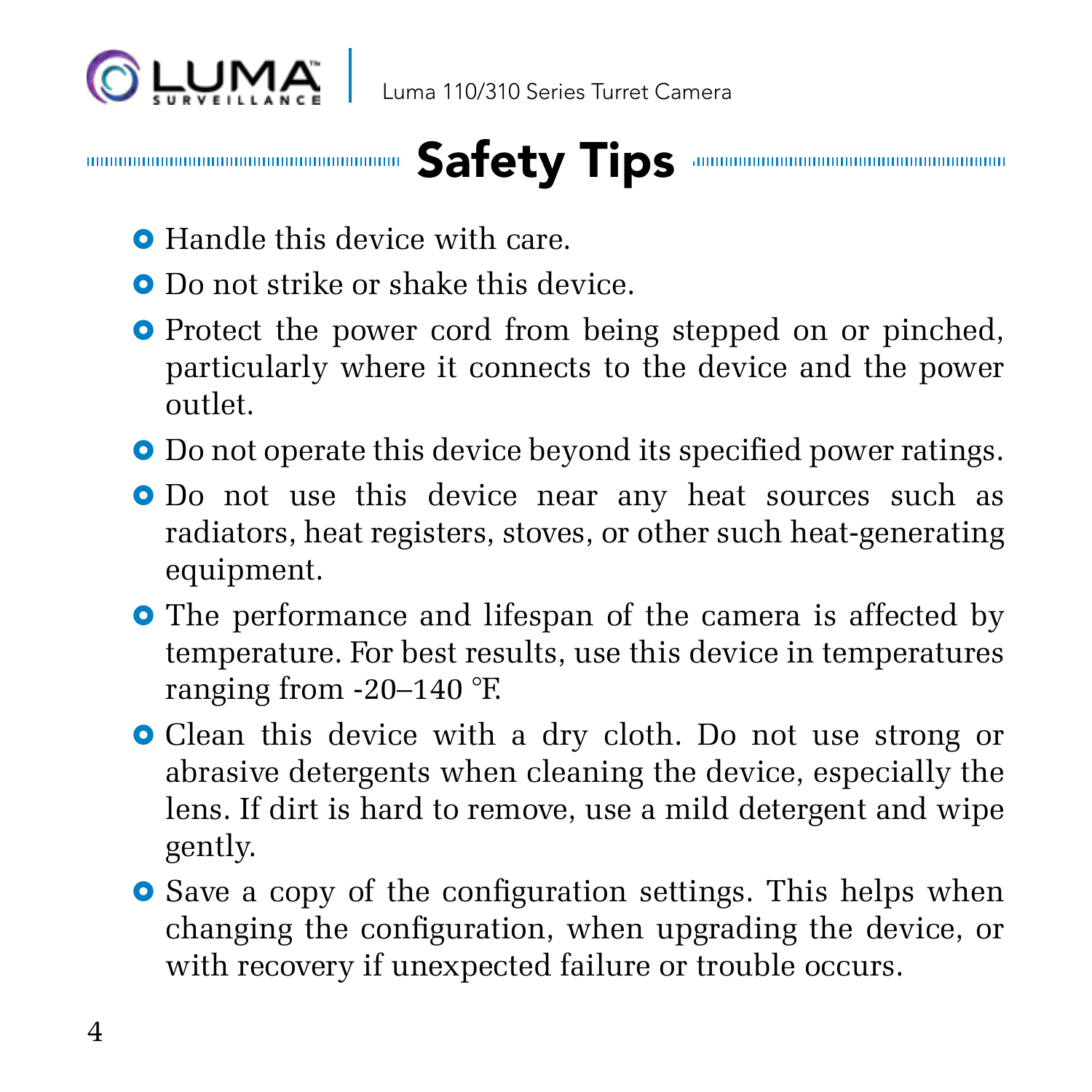# Safety Tips

- Handle this device with care.
- Do not strike or shake this device.
- Protect the power cord from being stepped on or pinched, particularly where it connects to the device and the power outlet.
- Do not operate this device beyond its specified power ratings.
- Do not use this device near any heat sources such as radiators, heat registers, stoves, or other such heat-generating equipment.
- The performance and lifespan of the camera is affected by temperature. For best results, use this device in temperatures ranging from -20–140 °F.
- Clean this device with a dry cloth. Do not use strong or abrasive detergents when cleaning the device, especially the lens. If dirt is hard to remove, use a mild detergent and wipe gently.
- Save a copy of the configuration settings. This helps when changing the configuration, when upgrading the device, or with recovery if unexpected failure or trouble occurs.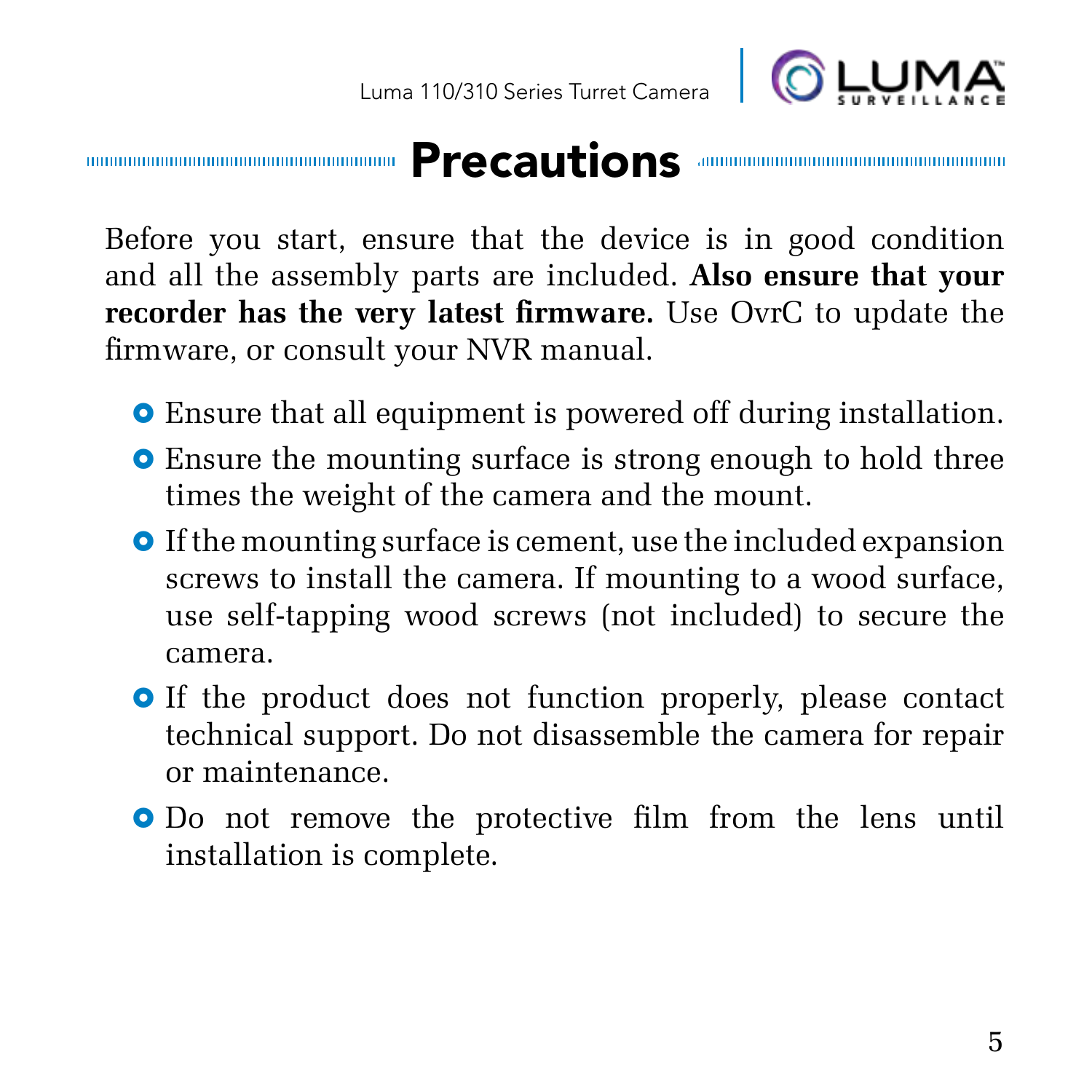# Precautions

Before you start, ensure that the device is in good condition and all the assembly parts are included. **Also ensure that your recorder has the very latest firmware.** Use OvrC to update the firmware, or consult your NVR manual.

- Ensure that all equipment is powered off during installation.
- Ensure the mounting surface is strong enough to hold three times the weight of the camera and the mount.
- If the mounting surface is cement, use the included expansion screws to install the camera. If mounting to a wood surface, use self-tapping wood screws (not included) to secure the camera.
- If the product does not function properly, please contact technical support. Do not disassemble the camera for repair or maintenance.
- Do not remove the protective film from the lens until installation is complete.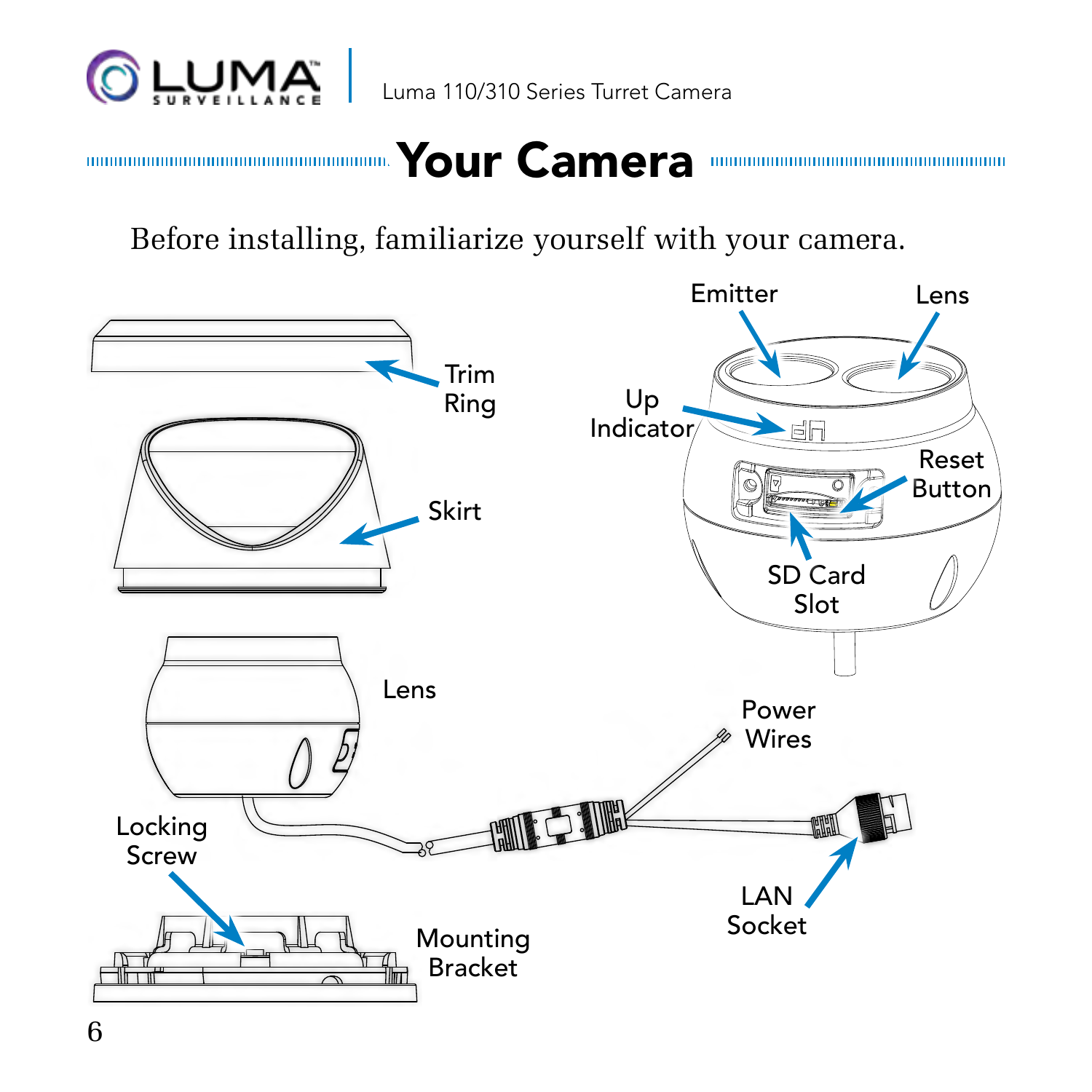# Your Camera

Before installing, familiarize yourself with your camera.

Trim Ring

Skirt

Lens

Locking Screw

Mounting Bracket

Emitter

Lens

Up Indicator

Reset Button

SD Card Slot

Power Wires

LAN Socket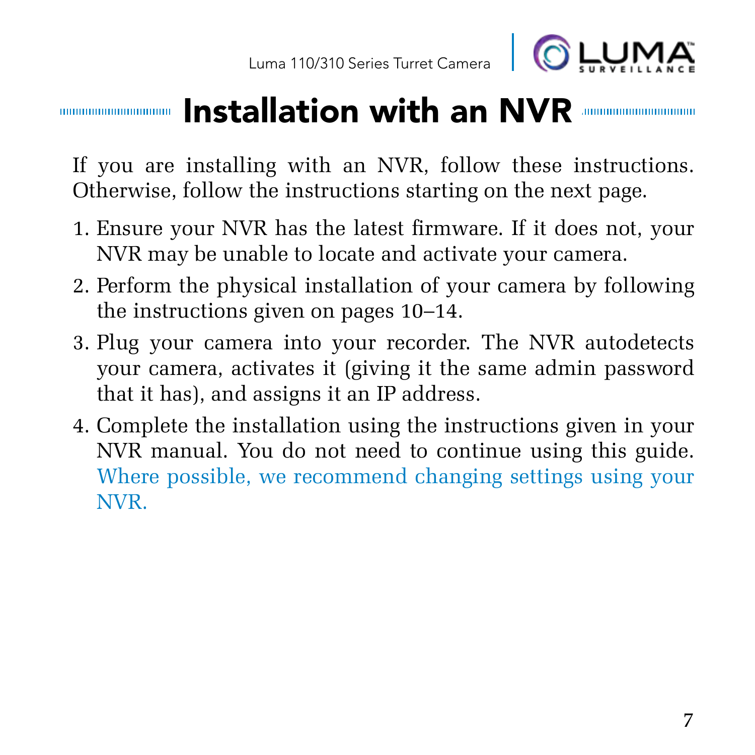# Installation with an NVR

If you are installing with an NVR, follow these instructions. Otherwise, follow the instructions starting on the next page.

1. Ensure your NVR has the latest firmware. If it does not, your NVR may be unable to locate and activate your camera.
2. Perform the physical installation of your camera by following the instructions given on pages 10–14.
3. Plug your camera into your recorder. The NVR autodetects your camera, activates it (giving it the same admin password that it has), and assigns it an IP address.
4. Complete the installation using the instructions given in your NVR manual. You do not need to continue using this guide. Where possible, we recommend changing settings using your NVR.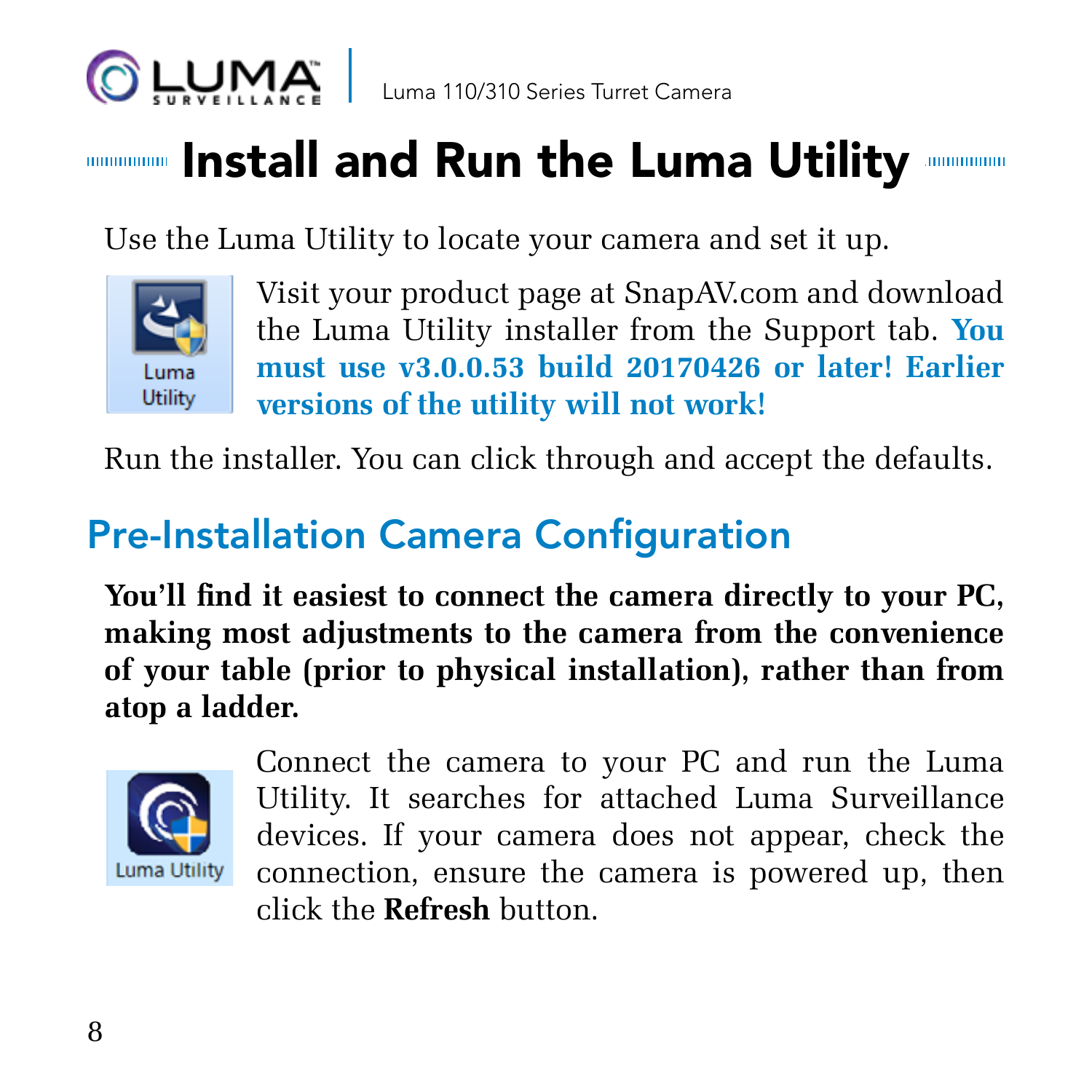# Install and Run the Luma Utility

Use the Luma Utility to locate your camera and set it up.

Visit your product page at SnapAV.com and download the Luma Utility installer from the Support tab. **You must use v3.0.0.53 build 20170426 or later! Earlier versions of the utility will not work!**

Run the installer. You can click through and accept the defaults.

## Pre-Installation Camera Configuration

**You'll find it easiest to connect the camera directly to your PC, making most adjustments to the camera from the convenience of your table (prior to physical installation), rather than from atop a ladder.**

Connect the camera to your PC and run the Luma Utility. It searches for attached Luma Surveillance devices. If your camera does not appear, check the connection, ensure the camera is powered up, then click the **Refresh** button.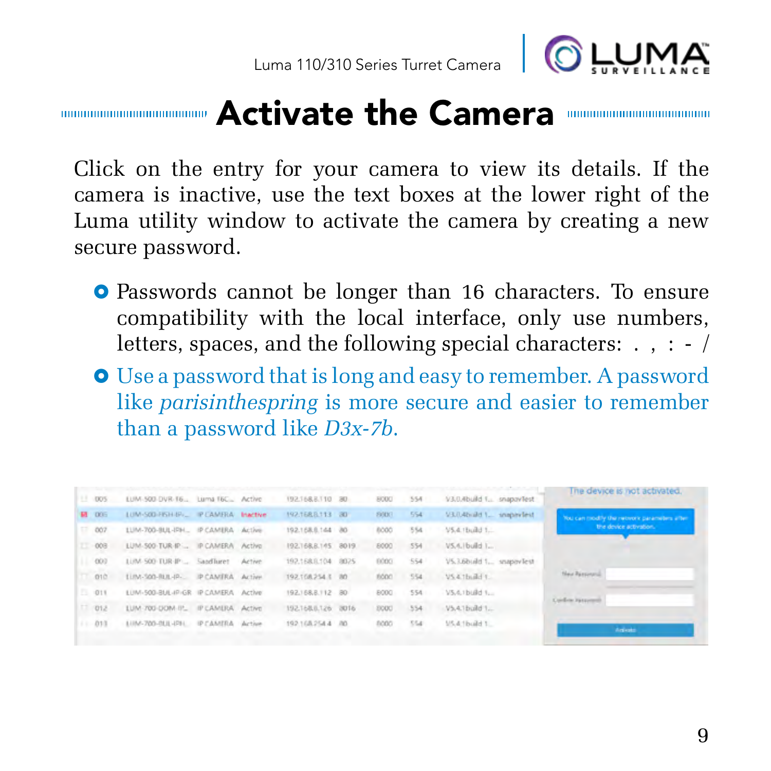# Activate the Camera

Click on the entry for your camera to view its details. If the camera is inactive, use the text boxes at the lower right of the Luma utility window to activate the camera by creating a new secure password.

- Passwords cannot be longer than 16 characters. To ensure compatibility with the local interface, only use numbers, letters, spaces, and the following special characters: . , : - /
- Use a password that is long and easy to remember. A password like *parisinthespring* is more secure and easier to remember than a password like *D3x-7b*.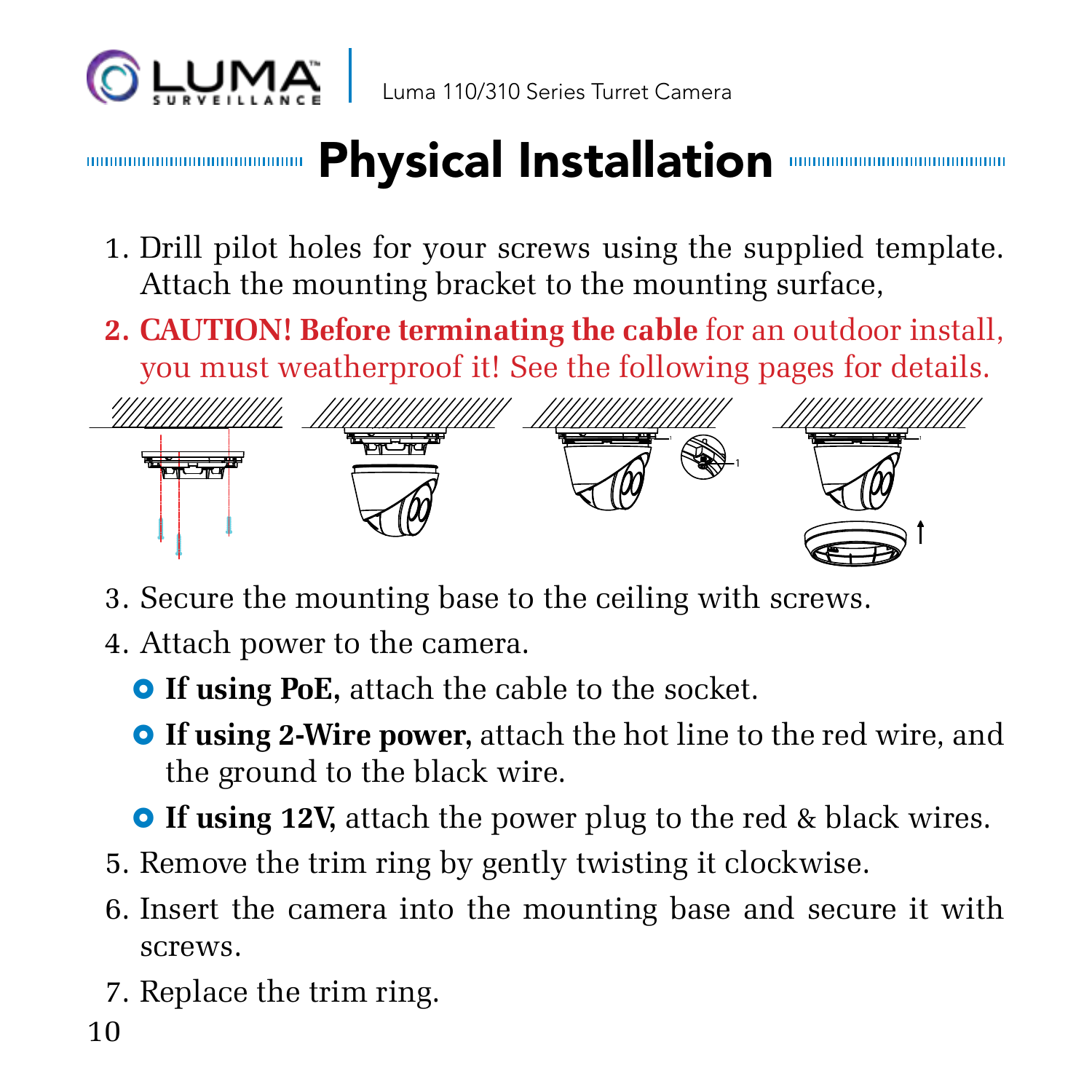# Physical Installation

1. Drill pilot holes for your screws using the supplied template. Attach the mounting bracket to the mounting surface,
2. **CAUTION! Before terminating the cable** for an outdoor install, you must weatherproof it! See the following pages for details.
3. Secure the mounting base to the ceiling with screws.
4. Attach power to the camera.
   - **If using PoE,** attach the cable to the socket.
   - **If using 2-Wire power,** attach the hot line to the red wire, and the ground to the black wire.
   - **If using 12V,** attach the power plug to the red & black wires.
5. Remove the trim ring by gently twisting it clockwise.
6. Insert the camera into the mounting base and secure it with screws.
7. Replace the trim ring.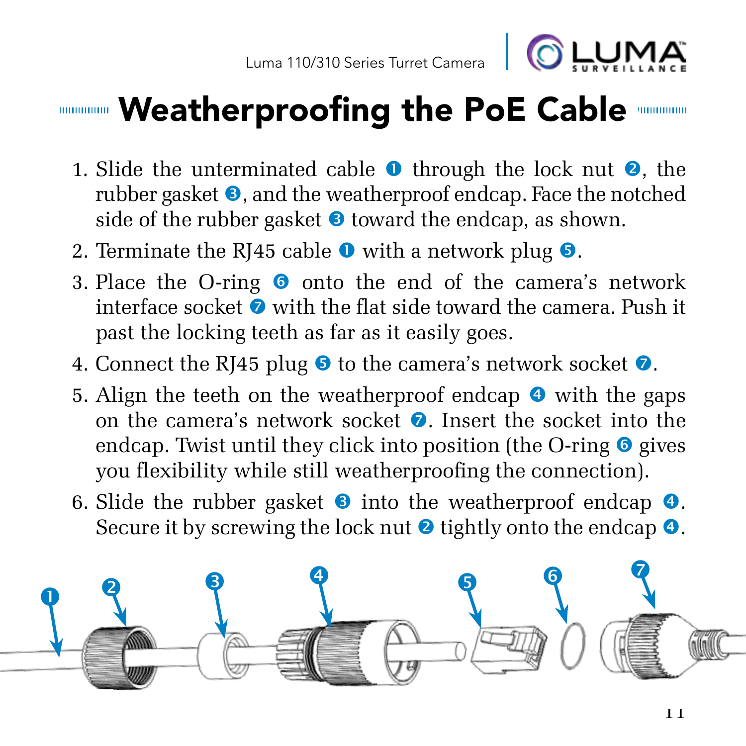# Weatherproofing the PoE Cable

1. Slide the unterminated cable ❶ through the lock nut ❷, the rubber gasket ❸, and the weatherproof endcap. Face the notched side of the rubber gasket ❸ toward the endcap, as shown.
2. Terminate the RJ45 cable ❶ with a network plug ❺.
3. Place the O-ring ❻ onto the end of the camera's network interface socket ❼ with the flat side toward the camera. Push it past the locking teeth as far as it easily goes.
4. Connect the RJ45 plug ❺ to the camera's network socket ❼.
5. Align the teeth on the weatherproof endcap ❹ with the gaps on the camera's network socket ❼. Insert the socket into the endcap. Twist until they click into position (the O-ring ❻ gives you flexibility while still weatherproofing the connection).
6. Slide the rubber gasket ❸ into the weatherproof endcap ❹. Secure it by screwing the lock nut ❷ tightly onto the endcap ❹.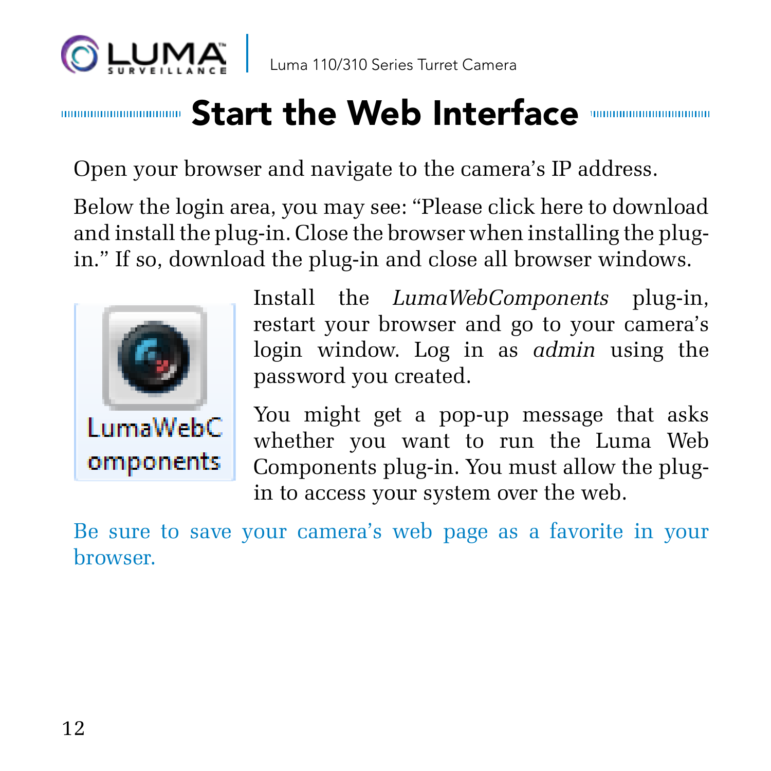# Start the Web Interface

Open your browser and navigate to the camera's IP address.

Below the login area, you may see: "Please click here to download and install the plug-in. Close the browser when installing the plug-in." If so, download the plug-in and close all browser windows.

Install the *LumaWebComponents* plug-in, restart your browser and go to your camera's login window. Log in as *admin* using the password you created.

You might get a pop-up message that asks whether you want to run the Luma Web Components plug-in. You must allow the plug-in to access your system over the web.

Be sure to save your camera's web page as a favorite in your browser.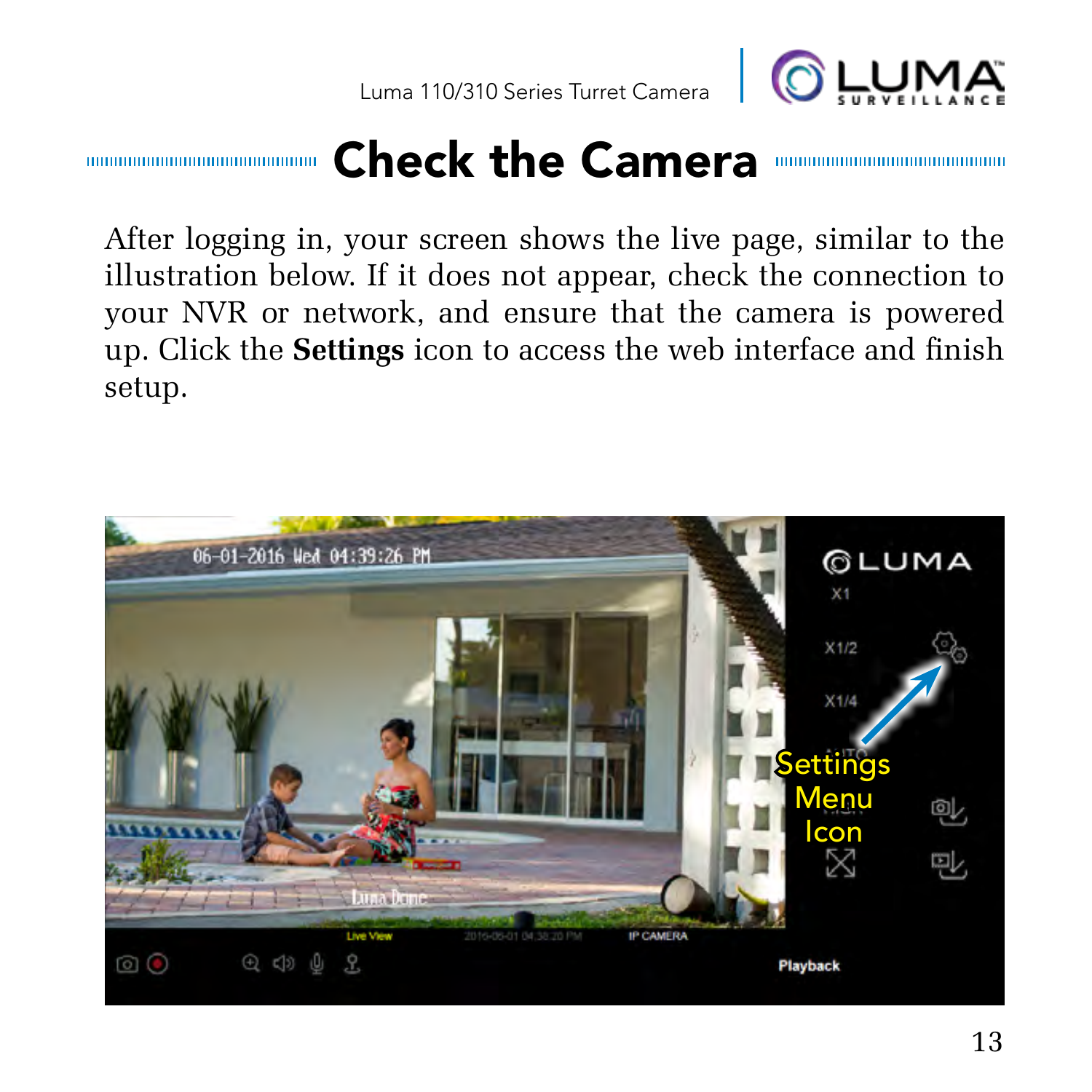# Check the Camera

After logging in, your screen shows the live page, similar to the illustration below. If it does not appear, check the connection to your NVR or network, and ensure that the camera is powered up. Click the **Settings** icon to access the web interface and finish setup.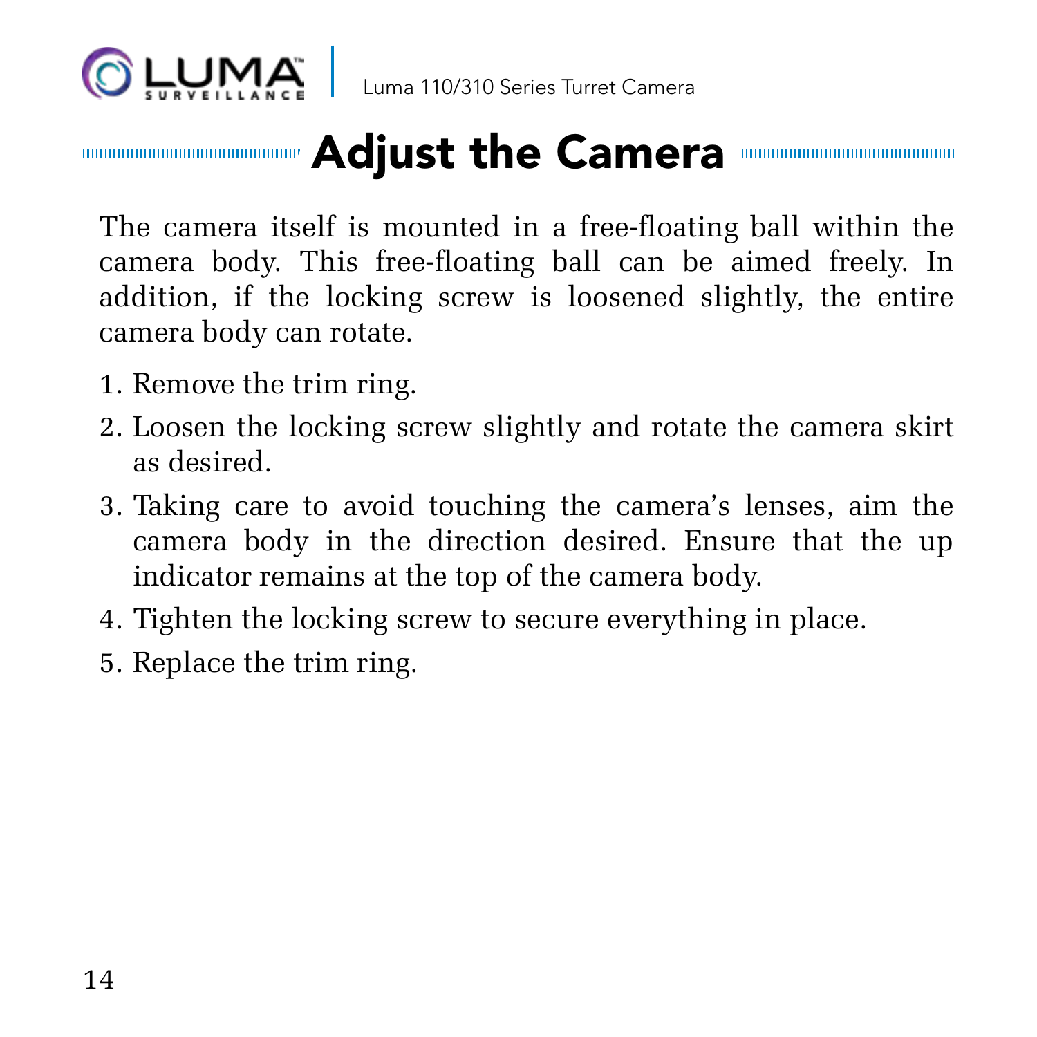# Adjust the Camera

The camera itself is mounted in a free-floating ball within the camera body. This free-floating ball can be aimed freely. In addition, if the locking screw is loosened slightly, the entire camera body can rotate.

1. Remove the trim ring.
2. Loosen the locking screw slightly and rotate the camera skirt as desired.
3. Taking care to avoid touching the camera's lenses, aim the camera body in the direction desired. Ensure that the up indicator remains at the top of the camera body.
4. Tighten the locking screw to secure everything in place.
5. Replace the trim ring.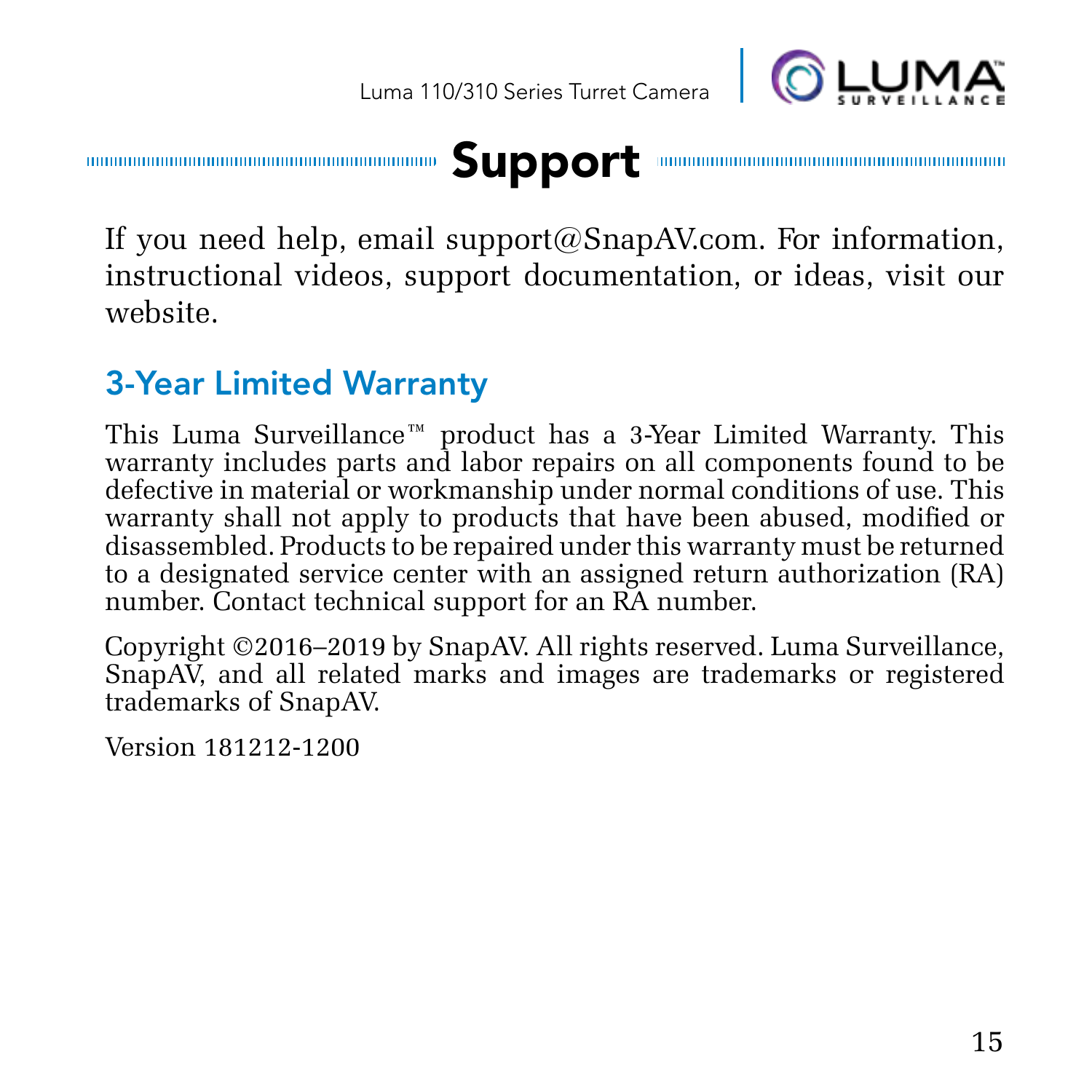# Support

If you need help, email support@SnapAV.com. For information, instructional videos, support documentation, or ideas, visit our website.

## 3-Year Limited Warranty

This Luma Surveillance™ product has a 3-Year Limited Warranty. This warranty includes parts and labor repairs on all components found to be defective in material or workmanship under normal conditions of use. This warranty shall not apply to products that have been abused, modified or disassembled. Products to be repaired under this warranty must be returned to a designated service center with an assigned return authorization (RA) number. Contact technical support for an RA number.

Copyright ©2016–2019 by SnapAV. All rights reserved. Luma Surveillance, SnapAV, and all related marks and images are trademarks or registered trademarks of SnapAV.

Version 181212-1200